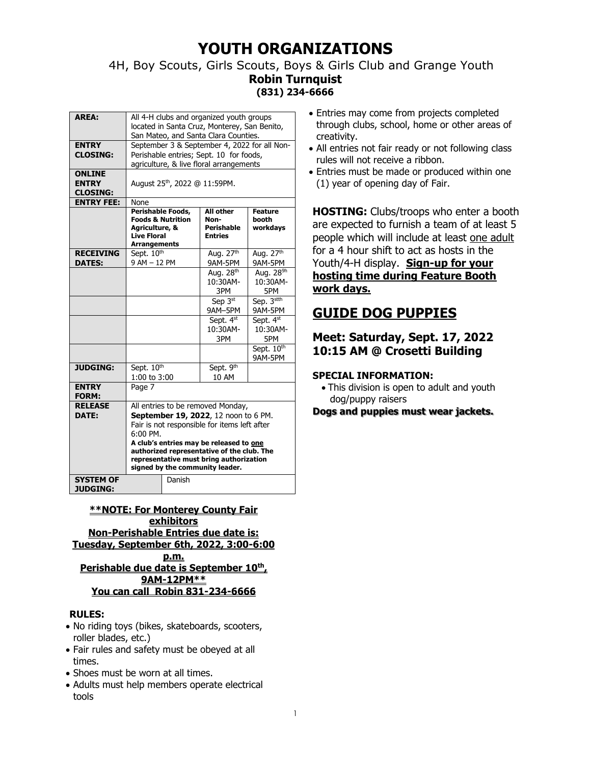# YOUTH ORGANIZATIONS

4H, Boy Scouts, Girls Scouts, Boys & Girls Club and Grange Youth

**Robin Turnquist**

**(831) 234-6666**

| | | | |
|---|---|---|---|
| **AREA:** | All 4-H clubs and organized youth groups located in Santa Cruz, Monterey, San Benito, San Mateo, and Santa Clara Counties. | | |
| **ENTRY CLOSING:** | September 3 & September 4, 2022 for all Non-Perishable entries; Sept. 10 for foods, agriculture, & live floral arrangements | | |
| **ONLINE ENTRY CLOSING:** | August 25th, 2022 @ 11:59PM. | | |
| **ENTRY FEE:** | None | | |
| | **Perishable Foods, Foods & Nutrition Agriculture, & Live Floral Arrangements** | **All other Non-Perishable Entries** | **Feature booth workdays** |
| **RECEIVING DATES:** | Sept. 10th 9 AM – 12 PM | Aug. 27th 9AM-5PM | Aug. 27th 9AM-5PM |
| | | Aug. 28th 10:30AM-3PM | Aug. 28th 10:30AM-5PM |
| | | Sep 3st 9AM–5PM | Sep. 3stth 9AM-5PM |
| | | Sept. 4st 10:30AM-3PM | Sept. 4st 10:30AM-5PM |
| | | | Sept. 10th 9AM-5PM |
| **JUDGING:** | Sept. 10th 1:00 to 3:00 | Sept. 9th 10 AM | |
| **ENTRY FORM:** | Page 7 | | |
| **RELEASE DATE:** | All entries to be removed Monday, **September 19, 2022**, 12 noon to 6 PM. Fair is not responsible for items left after 6:00 PM. **A club's entries may be released to one authorized representative of the club. The representative must bring authorization signed by the community leader.** | | |
| **SYSTEM OF JUDGING:** | Danish | | |

**\*\*NOTE: For Monterey County Fair exhibitors**
**Non-Perishable Entries due date is: Tuesday, September 6th, 2022, 3:00-6:00 p.m.**
**Perishable due date is September 10th, 9AM-12PM\*\***
**You can call Robin 831-234-6666**

**RULES:**

- No riding toys (bikes, skateboards, scooters, roller blades, etc.)
- Fair rules and safety must be obeyed at all times.
- Shoes must be worn at all times.
- Adults must help members operate electrical tools
- Entries may come from projects completed through clubs, school, home or other areas of creativity.
- All entries not fair ready or not following class rules will not receive a ribbon.
- Entries must be made or produced within one (1) year of opening day of Fair.

**HOSTING:** Clubs/troops who enter a booth are expected to furnish a team of at least 5 people which will include at least one adult for a 4 hour shift to act as hosts in the Youth/4-H display. **Sign-up for your hosting time during Feature Booth work days.**

## GUIDE DOG PUPPIES

### Meet: Saturday, Sept. 17, 2022 10:15 AM @ Crosetti Building

**SPECIAL INFORMATION:**

- This division is open to adult and youth dog/puppy raisers

**Dogs and puppies must wear jackets.**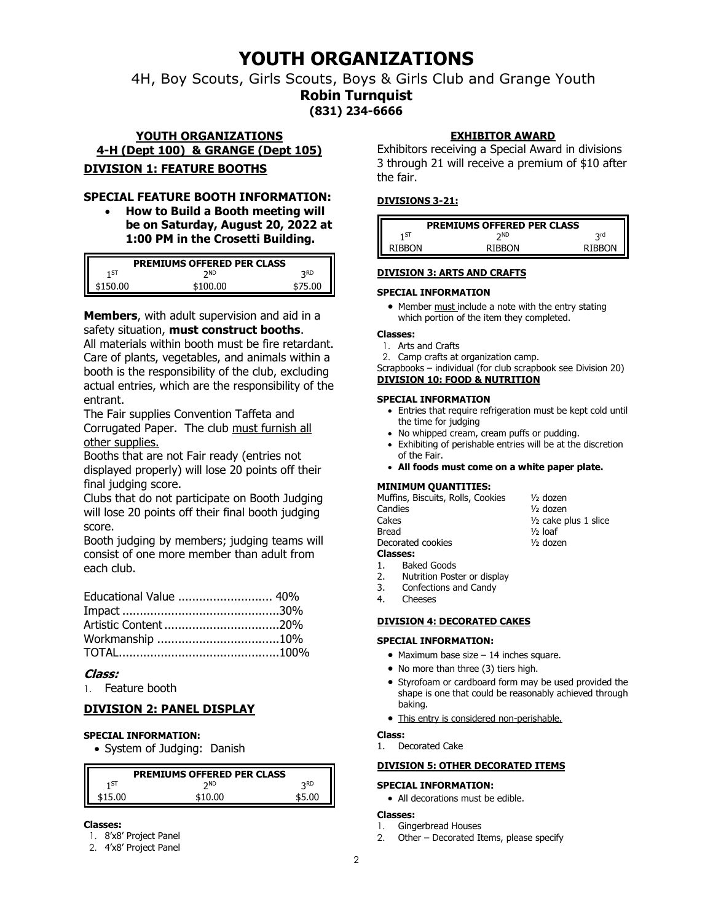# YOUTH ORGANIZATIONS

4H, Boy Scouts, Girls Scouts, Boys & Girls Club and Grange Youth

**Robin Turnquist**

**(831) 234-6666**

## YOUTH ORGANIZATIONS
## 4-H (Dept 100) & GRANGE (Dept 105)

## DIVISION 1: FEATURE BOOTHS

### SPECIAL FEATURE BOOTH INFORMATION:

- **How to Build a Booth meeting will be on Saturday, August 20, 2022 at 1:00 PM in the Crosetti Building.**

| PREMIUMS OFFERED PER CLASS | | |
|---|---|---|
| 1ST | 2ND | 3RD |
| $150.00 | $100.00 | $75.00 |

**Members**, with adult supervision and aid in a safety situation, **must construct booths**.

All materials within booth must be fire retardant. Care of plants, vegetables, and animals within a booth is the responsibility of the club, excluding actual entries, which are the responsibility of the entrant.

The Fair supplies Convention Taffeta and Corrugated Paper. The club must furnish all other supplies.

Booths that are not Fair ready (entries not displayed properly) will lose 20 points off their final judging score.

Clubs that do not participate on Booth Judging will lose 20 points off their final booth judging score.

Booth judging by members; judging teams will consist of one more member than adult from each club.

Educational Value ........................... 40%
Impact ............................................30%
Artistic Content .................................20%
Workmanship ...................................10%
TOTAL.............................................100%

***Class:***

1. Feature booth

## DIVISION 2: PANEL DISPLAY

**SPECIAL INFORMATION:**

- System of Judging: Danish

| PREMIUMS OFFERED PER CLASS | | |
|---|---|---|
| 1ST | 2ND | 3RD |
| $15.00 | $10.00 | $5.00 |

**Classes:**

1. 8'x8' Project Panel
2. 4'x8' Project Panel

## EXHIBITOR AWARD

Exhibitors receiving a Special Award in divisions 3 through 21 will receive a premium of $10 after the fair.

**DIVISIONS 3-21:**

| PREMIUMS OFFERED PER CLASS | | |
|---|---|---|
| 1ST | 2ND | 3rd |
| RIBBON | RIBBON | RIBBON |

## DIVISION 3: ARTS AND CRAFTS

**SPECIAL INFORMATION**

- Member must include a note with the entry stating which portion of the item they completed.

**Classes:**

1. Arts and Crafts
2. Camp crafts at organization camp.

Scrapbooks – individual (for club scrapbook see Division 20)

## DIVISION 10: FOOD & NUTRITION

**SPECIAL INFORMATION**

- Entries that require refrigeration must be kept cold until the time for judging
- No whipped cream, cream puffs or pudding.
- Exhibiting of perishable entries will be at the discretion of the Fair.
- **All foods must come on a white paper plate.**

**MINIMUM QUANTITIES:**

| | |
|---|---|
| Muffins, Biscuits, Rolls, Cookies | ½ dozen |
| Candies | ½ dozen |
| Cakes | ½ cake plus 1 slice |
| Bread | ½ loaf |
| Decorated cookies | ½ dozen |

**Classes:**

1. Baked Goods
2. Nutrition Poster or display
3. Confections and Candy
4. Cheeses

## DIVISION 4: DECORATED CAKES

**SPECIAL INFORMATION:**

- Maximum base size – 14 inches square.
- No more than three (3) tiers high.
- Styrofoam or cardboard form may be used provided the shape is one that could be reasonably achieved through baking.
- This entry is considered non-perishable.

**Class:**

1. Decorated Cake

## DIVISION 5: OTHER DECORATED ITEMS

**SPECIAL INFORMATION:**

- All decorations must be edible.

**Classes:**

1. Gingerbread Houses
2. Other – Decorated Items, please specify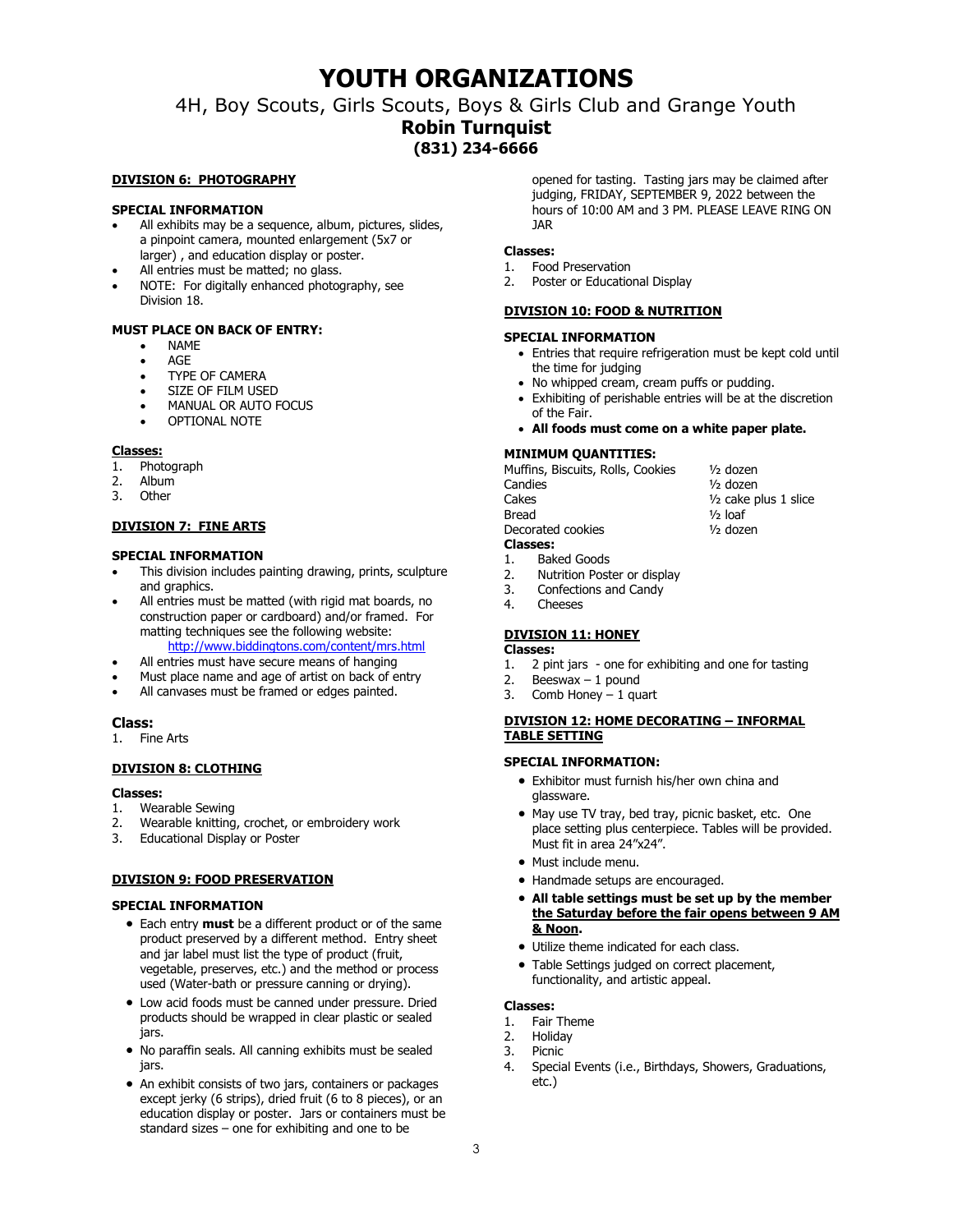# YOUTH ORGANIZATIONS

4H, Boy Scouts, Girls Scouts, Boys & Girls Club and Grange Youth

**Robin Turnquist**

**(831) 234-6666**

## DIVISION 6: PHOTOGRAPHY

### SPECIAL INFORMATION

- All exhibits may be a sequence, album, pictures, slides, a pinpoint camera, mounted enlargement (5x7 or larger) , and education display or poster.
- All entries must be matted; no glass.
- NOTE: For digitally enhanced photography, see Division 18.

### MUST PLACE ON BACK OF ENTRY:

- NAME
- AGE
- TYPE OF CAMERA
- SIZE OF FILM USED
- MANUAL OR AUTO FOCUS
- OPTIONAL NOTE

**Classes:**

1. Photograph
2. Album
3. Other

## DIVISION 7: FINE ARTS

### SPECIAL INFORMATION

- This division includes painting drawing, prints, sculpture and graphics.
- All entries must be matted (with rigid mat boards, no construction paper or cardboard) and/or framed. For matting techniques see the following website: http://www.biddingtons.com/content/mrs.html
- All entries must have secure means of hanging
- Must place name and age of artist on back of entry
- All canvases must be framed or edges painted.

**Class:**

1. Fine Arts

## DIVISION 8: CLOTHING

**Classes:**

1. Wearable Sewing
2. Wearable knitting, crochet, or embroidery work
3. Educational Display or Poster

## DIVISION 9: FOOD PRESERVATION

### SPECIAL INFORMATION

- Each entry **must** be a different product or of the same product preserved by a different method. Entry sheet and jar label must list the type of product (fruit, vegetable, preserves, etc.) and the method or process used (Water-bath or pressure canning or drying).
- Low acid foods must be canned under pressure. Dried products should be wrapped in clear plastic or sealed jars.
- No paraffin seals. All canning exhibits must be sealed jars.
- An exhibit consists of two jars, containers or packages except jerky (6 strips), dried fruit (6 to 8 pieces), or an education display or poster. Jars or containers must be standard sizes – one for exhibiting and one to be opened for tasting. Tasting jars may be claimed after judging, FRIDAY, SEPTEMBER 9, 2022 between the hours of 10:00 AM and 3 PM. PLEASE LEAVE RING ON JAR

**Classes:**

1. Food Preservation
2. Poster or Educational Display

## DIVISION 10: FOOD & NUTRITION

### SPECIAL INFORMATION

- Entries that require refrigeration must be kept cold until the time for judging
- No whipped cream, cream puffs or pudding.
- Exhibiting of perishable entries will be at the discretion of the Fair.
- **All foods must come on a white paper plate.**

### MINIMUM QUANTITIES:

| | |
|---|---|
| Muffins, Biscuits, Rolls, Cookies | ½ dozen |
| Candies | ½ dozen |
| Cakes | ½ cake plus 1 slice |
| Bread | ½ loaf |
| Decorated cookies | ½ dozen |

**Classes:**

1. Baked Goods
2. Nutrition Poster or display
3. Confections and Candy
4. Cheeses

## DIVISION 11: HONEY

**Classes:**

1. 2 pint jars - one for exhibiting and one for tasting
2. Beeswax – 1 pound
3. Comb Honey – 1 quart

## DIVISION 12: HOME DECORATING – INFORMAL TABLE SETTING

### SPECIAL INFORMATION:

- Exhibitor must furnish his/her own china and glassware.
- May use TV tray, bed tray, picnic basket, etc. One place setting plus centerpiece. Tables will be provided. Must fit in area 24"x24".
- Must include menu.
- Handmade setups are encouraged.
- **All table settings must be set up by the member the Saturday before the fair opens between 9 AM & Noon.**
- Utilize theme indicated for each class.
- Table Settings judged on correct placement, functionality, and artistic appeal.

**Classes:**

1. Fair Theme
2. Holiday
3. Picnic
4. Special Events (i.e., Birthdays, Showers, Graduations, etc.)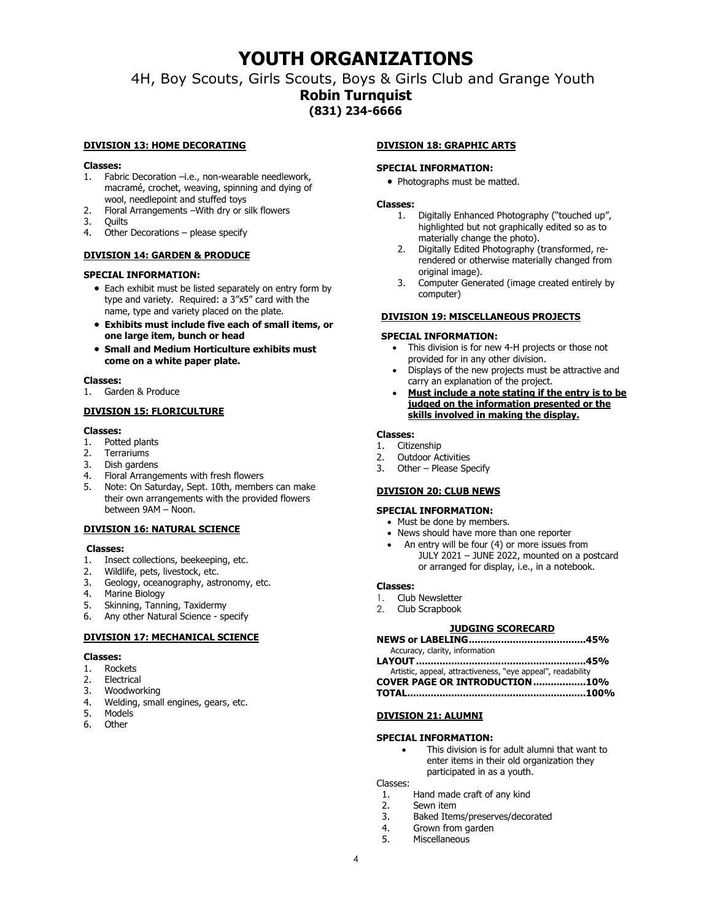# YOUTH ORGANIZATIONS

4H, Boy Scouts, Girls Scouts, Boys & Girls Club and Grange Youth

**Robin Turnquist**

**(831) 234-6666**

## DIVISION 13: HOME DECORATING

**Classes:**

1. Fabric Decoration –i.e., non-wearable needlework, macramé, crochet, weaving, spinning and dying of wool, needlepoint and stuffed toys
2. Floral Arrangements –With dry or silk flowers
3. Quilts
4. Other Decorations – please specify

## DIVISION 14: GARDEN & PRODUCE

**SPECIAL INFORMATION:**

- Each exhibit must be listed separately on entry form by type and variety. Required: a 3"x5" card with the name, type and variety placed on the plate.
- **Exhibits must include five each of small items, or one large item, bunch or head**
- **Small and Medium Horticulture exhibits must come on a white paper plate.**

**Classes:**

1. Garden & Produce

## DIVISION 15: FLORICULTURE

**Classes:**

1. Potted plants
2. Terrariums
3. Dish gardens
4. Floral Arrangements with fresh flowers
5. Note: On Saturday, Sept. 10th, members can make their own arrangements with the provided flowers between 9AM – Noon.

## DIVISION 16: NATURAL SCIENCE

**Classes:**

1. Insect collections, beekeeping, etc.
2. Wildlife, pets, livestock, etc.
3. Geology, oceanography, astronomy, etc.
4. Marine Biology
5. Skinning, Tanning, Taxidermy
6. Any other Natural Science - specify

## DIVISION 17: MECHANICAL SCIENCE

**Classes:**

1. Rockets
2. Electrical
3. Woodworking
4. Welding, small engines, gears, etc.
5. Models
6. Other

## DIVISION 18: GRAPHIC ARTS

**SPECIAL INFORMATION:**

- Photographs must be matted.

**Classes:**

1. Digitally Enhanced Photography ("touched up", highlighted but not graphically edited so as to materially change the photo).
2. Digitally Edited Photography (transformed, re-rendered or otherwise materially changed from original image).
3. Computer Generated (image created entirely by computer)

## DIVISION 19: MISCELLANEOUS PROJECTS

**SPECIAL INFORMATION:**

- This division is for new 4-H projects or those not provided for in any other division.
- Displays of the new projects must be attractive and carry an explanation of the project.
- **Must include a note stating if the entry is to be judged on the information presented or the skills involved in making the display.**

**Classes:**

1. Citizenship
2. Outdoor Activities
3. Other – Please Specify

## DIVISION 20: CLUB NEWS

**SPECIAL INFORMATION:**

- Must be done by members.
- News should have more than one reporter
- An entry will be four (4) or more issues from JULY 2021 – JUNE 2022, mounted on a postcard or arranged for display, i.e., in a notebook.

**Classes:**

1. Club Newsletter
2. Club Scrapbook

**JUDGING SCORECARD**

| Category | Points |
| --- | --- |
| **NEWS or LABELING** (Accuracy, clarity, information) | **45%** |
| **LAYOUT** (Artistic, appeal, attractiveness, "eye appeal", readability) | **45%** |
| **COVER PAGE OR INTRODUCTION** | **10%** |
| **TOTAL** | **100%** |

## DIVISION 21: ALUMNI

**SPECIAL INFORMATION:**

- This division is for adult alumni that want to enter items in their old organization they participated in as a youth.

Classes:

1. Hand made craft of any kind
2. Sewn item
3. Baked Items/preserves/decorated
4. Grown from garden
5. Miscellaneous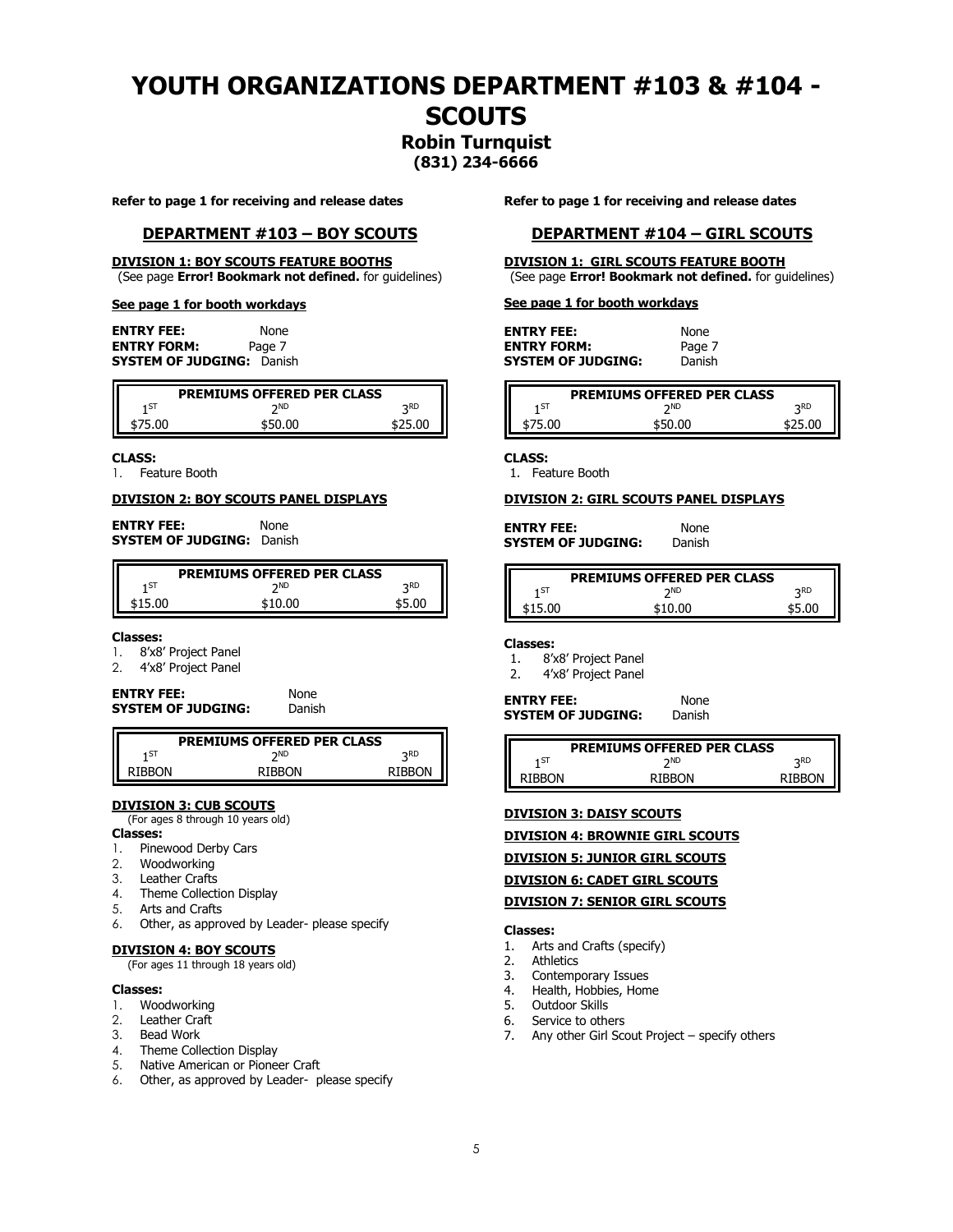# YOUTH ORGANIZATIONS DEPARTMENT #103 & #104 - SCOUTS

## Robin Turnquist

**(831) 234-6666**

**Refer to page 1 for receiving and release dates**

## DEPARTMENT #103 – BOY SCOUTS

**DIVISION 1: BOY SCOUTS FEATURE BOOTHS**
(See page **Error! Bookmark not defined.** for guidelines)

**See page 1 for booth workdays**

**ENTRY FEE:** None
**ENTRY FORM:** Page 7
**SYSTEM OF JUDGING:** Danish

| PREMIUMS OFFERED PER CLASS | | |
|---|---|---|
| 1ST | 2ND | 3RD |
| $75.00 | $50.00 | $25.00 |

**CLASS:**

1. Feature Booth

**DIVISION 2: BOY SCOUTS PANEL DISPLAYS**

**ENTRY FEE:** None
**SYSTEM OF JUDGING:** Danish

| PREMIUMS OFFERED PER CLASS | | |
|---|---|---|
| 1ST | 2ND | 3RD |
| $15.00 | $10.00 | $5.00 |

**Classes:**

1. 8'x8' Project Panel
2. 4'x8' Project Panel

**ENTRY FEE:** None
**SYSTEM OF JUDGING:** Danish

| PREMIUMS OFFERED PER CLASS | | |
|---|---|---|
| 1ST | 2ND | 3RD |
| RIBBON | RIBBON | RIBBON |

**DIVISION 3: CUB SCOUTS**
(For ages 8 through 10 years old)

**Classes:**

1. Pinewood Derby Cars
2. Woodworking
3. Leather Crafts
4. Theme Collection Display
5. Arts and Crafts
6. Other, as approved by Leader- please specify

**DIVISION 4: BOY SCOUTS**
(For ages 11 through 18 years old)

**Classes:**

1. Woodworking
2. Leather Craft
3. Bead Work
4. Theme Collection Display
5. Native American or Pioneer Craft
6. Other, as approved by Leader- please specify

**Refer to page 1 for receiving and release dates**

## DEPARTMENT #104 – GIRL SCOUTS

**DIVISION 1: GIRL SCOUTS FEATURE BOOTH**
(See page **Error! Bookmark not defined.** for guidelines)

**See page 1 for booth workdays**

**ENTRY FEE:** None
**ENTRY FORM:** Page 7
**SYSTEM OF JUDGING:** Danish

| PREMIUMS OFFERED PER CLASS | | |
|---|---|---|
| 1ST | 2ND | 3RD |
| $75.00 | $50.00 | $25.00 |

**CLASS:**

1. Feature Booth

**DIVISION 2: GIRL SCOUTS PANEL DISPLAYS**

**ENTRY FEE:** None
**SYSTEM OF JUDGING:** Danish

| PREMIUMS OFFERED PER CLASS | | |
|---|---|---|
| 1ST | 2ND | 3RD |
| $15.00 | $10.00 | $5.00 |

**Classes:**

1. 8'x8' Project Panel
2. 4'x8' Project Panel

**ENTRY FEE:** None
**SYSTEM OF JUDGING:** Danish

| PREMIUMS OFFERED PER CLASS | | |
|---|---|---|
| 1ST | 2ND | 3RD |
| RIBBON | RIBBON | RIBBON |

**DIVISION 3: DAISY SCOUTS**

**DIVISION 4: BROWNIE GIRL SCOUTS**

**DIVISION 5: JUNIOR GIRL SCOUTS**

**DIVISION 6: CADET GIRL SCOUTS**

**DIVISION 7: SENIOR GIRL SCOUTS**

**Classes:**

1. Arts and Crafts (specify)
2. Athletics
3. Contemporary Issues
4. Health, Hobbies, Home
5. Outdoor Skills
6. Service to others
7. Any other Girl Scout Project – specify others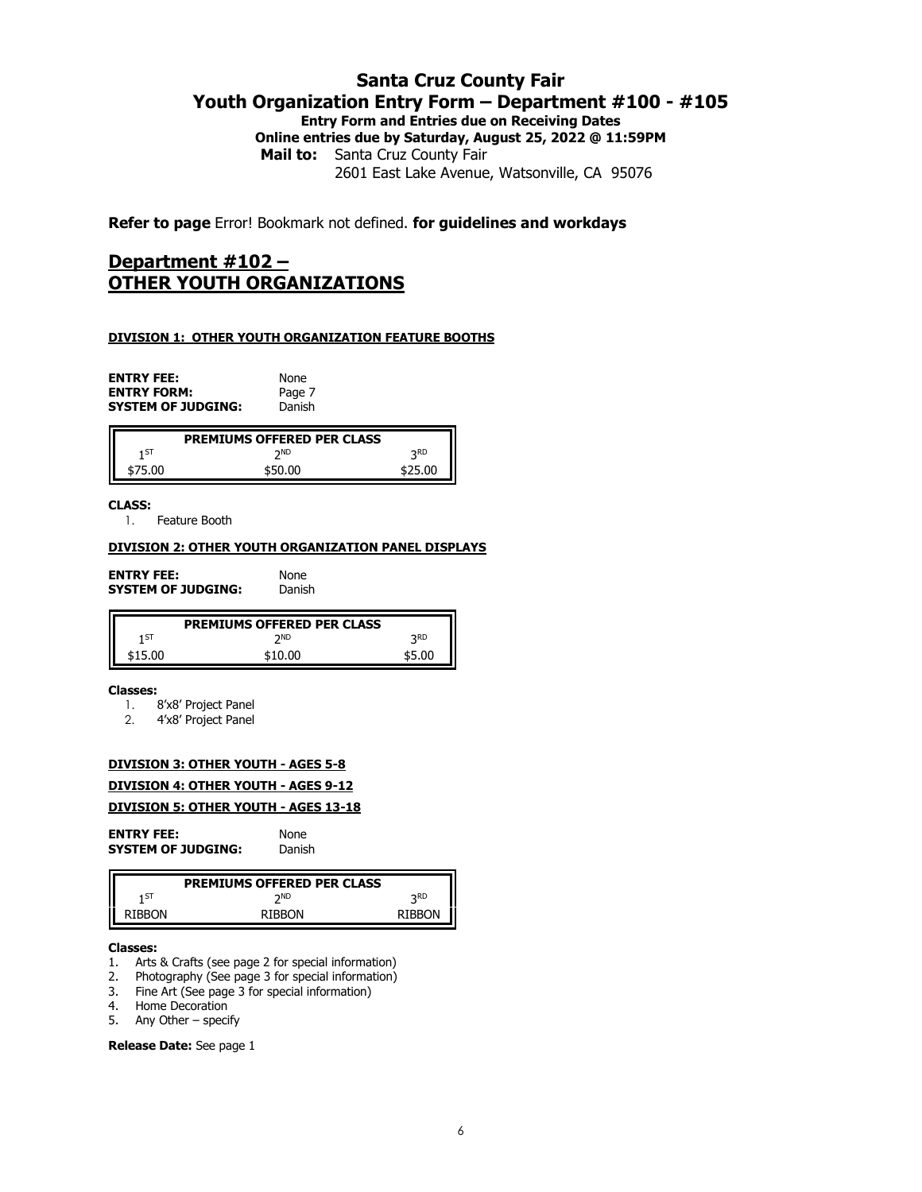# Santa Cruz County Fair

## Youth Organization Entry Form – Department #100 - #105

**Entry Form and Entries due on Receiving Dates**

**Online entries due by Saturday, August 25, 2022 @ 11:59PM**

**Mail to:** Santa Cruz County Fair
2601 East Lake Avenue, Watsonville, CA 95076

**Refer to page** Error! Bookmark not defined. **for guidelines and workdays**

## Department #102 – OTHER YOUTH ORGANIZATIONS

**DIVISION 1: OTHER YOUTH ORGANIZATION FEATURE BOOTHS**

**ENTRY FEE:** None
**ENTRY FORM:** Page 7
**SYSTEM OF JUDGING:** Danish

| PREMIUMS OFFERED PER CLASS | | |
|---|---|---|
| 1ST | 2ND | 3RD |
| $75.00 | $50.00 | $25.00 |

**CLASS:**

1. Feature Booth

**DIVISION 2: OTHER YOUTH ORGANIZATION PANEL DISPLAYS**

**ENTRY FEE:** None
**SYSTEM OF JUDGING:** Danish

| PREMIUMS OFFERED PER CLASS | | |
|---|---|---|
| 1ST | 2ND | 3RD |
| $15.00 | $10.00 | $5.00 |

**Classes:**

1. 8'x8' Project Panel
2. 4'x8' Project Panel

**DIVISION 3: OTHER YOUTH - AGES 5-8**

**DIVISION 4: OTHER YOUTH - AGES 9-12**

**DIVISION 5: OTHER YOUTH - AGES 13-18**

**ENTRY FEE:** None
**SYSTEM OF JUDGING:** Danish

| PREMIUMS OFFERED PER CLASS | | |
|---|---|---|
| 1ST | 2ND | 3RD |
| RIBBON | RIBBON | RIBBON |

**Classes:**

1. Arts & Crafts (see page 2 for special information)
2. Photography (See page 3 for special information)
3. Fine Art (See page 3 for special information)
4. Home Decoration
5. Any Other – specify

**Release Date:** See page 1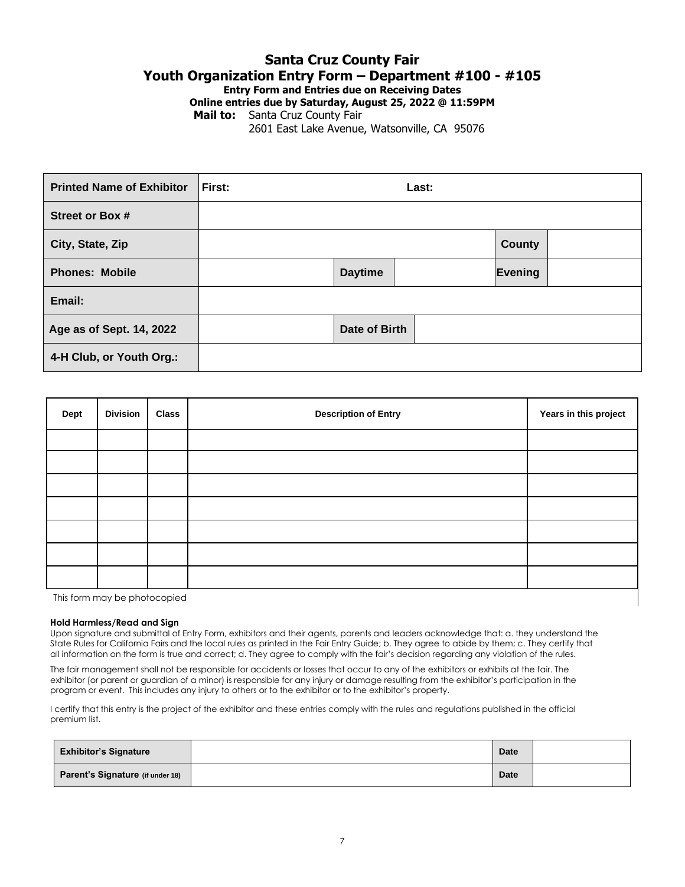# Santa Cruz County Fair
## Youth Organization Entry Form – Department #100 - #105

**Entry Form and Entries due on Receiving Dates**
**Online entries due by Saturday, August 25, 2022 @ 11:59PM**
**Mail to:** Santa Cruz County Fair
2601 East Lake Avenue, Watsonville, CA 95076

| | | | | | |
|---|---|---|---|---|---|
| **Printed Name of Exhibitor** | **First:** | | **Last:** | | |
| **Street or Box #** | | | | | |
| **City, State, Zip** | | | | **County** | |
| **Phones: Mobile** | | **Daytime** | | **Evening** | |
| **Email:** | | | | | |
| **Age as of Sept. 14, 2022** | | **Date of Birth** | | | |
| **4-H Club, or Youth Org.:** | | | | | |

| Dept | Division | Class | Description of Entry | Years in this project |
|---|---|---|---|---|
| | | | | |
| | | | | |
| | | | | |
| | | | | |
| | | | | |
| | | | | |
| | | | | |

This form may be photocopied

**Hold Harmless/Read and Sign**

Upon signature and submittal of Entry Form, exhibitors and their agents, parents and leaders acknowledge that: a. they understand the State Rules for California Fairs and the local rules as printed in the Fair Entry Guide; b. They agree to abide by them; c. They certify that all information on the form is true and correct; d. They agree to comply with the fair's decision regarding any violation of the rules.

The fair management shall not be responsible for accidents or losses that occur to any of the exhibitors or exhibits at the fair. The exhibitor (or parent or guardian of a minor) is responsible for any injury or damage resulting from the exhibitor's participation in the program or event. This includes any injury to others or to the exhibitor or to the exhibitor's property.

I certify that this entry is the project of the exhibitor and these entries comply with the rules and regulations published in the official premium list.

| | | | |
|---|---|---|---|
| **Exhibitor's Signature** | | **Date** | |
| **Parent's Signature (if under 18)** | | **Date** | |